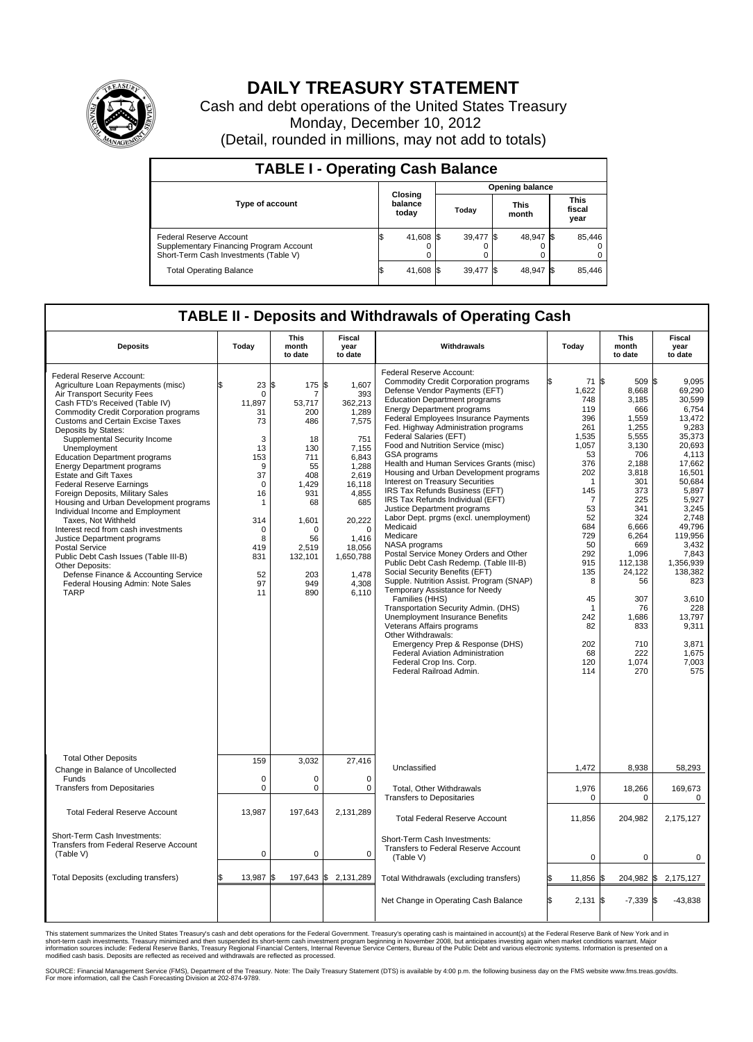# DAILY TREASURY STATEMENT

Cash and debt operations of the United States Treasury

Monday, December 10, 2012

(Detail, rounded in millions, may not add to totals)

## TABLE I - Operating Cash Balance

| Type of account | Closing balance today | Opening balance Today | Opening balance This month | Opening balance This fiscal year |
|---|---|---|---|---|
| Federal Reserve Account | $ 41,608 | $ 39,477 | $ 48,947 | $ 85,446 |
| Supplementary Financing Program Account | 0 | 0 | 0 | 0 |
| Short-Term Cash Investments (Table V) | 0 | 0 | 0 | 0 |
| Total Operating Balance | $ 41,608 | $ 39,477 | $ 48,947 | $ 85,446 |

## TABLE II - Deposits and Withdrawals of Operating Cash

| Deposits | Today | This month to date | Fiscal year to date | Withdrawals | Today | This month to date | Fiscal year to date |
|---|---|---|---|---|---|---|---|
| Federal Reserve Account: | | | | Federal Reserve Account: | | | |
| Agriculture Loan Repayments (misc) | $ 23 | $ 175 | $ 1,607 | Commodity Credit Corporation programs | $ 71 | $ 509 | $ 9,095 |
| Air Transport Security Fees | 0 | 7 | 393 | Defense Vendor Payments (EFT) | 1,622 | 8,668 | 69,290 |
| Cash FTD's Received (Table IV) | 11,897 | 53,717 | 362,213 | Education Department programs | 748 | 3,185 | 30,599 |
| Commodity Credit Corporation programs | 31 | 200 | 1,289 | Energy Department programs | 119 | 666 | 6,754 |
| Customs and Certain Excise Taxes | 73 | 486 | 7,575 | Federal Employees Insurance Payments | 396 | 1,559 | 13,472 |
| Deposits by States: | | | | Fed. Highway Administration programs | 261 | 1,255 | 9,283 |
| Supplemental Security Income | 3 | 18 | 751 | Federal Salaries (EFT) | 1,535 | 5,555 | 35,373 |
| Unemployment | 13 | 130 | 7,155 | Food and Nutrition Service (misc) | 1,057 | 3,130 | 20,693 |
| Education Department programs | 153 | 711 | 6,843 | GSA programs | 53 | 706 | 4,113 |
| Energy Department programs | 9 | 55 | 1,288 | Health and Human Services Grants (misc) | 376 | 2,188 | 17,662 |
| Estate and Gift Taxes | 37 | 408 | 2,619 | Housing and Urban Development programs | 202 | 3,818 | 16,501 |
| Federal Reserve Earnings | 0 | 1,429 | 16,118 | Interest on Treasury Securities | 1 | 301 | 50,684 |
| Foreign Deposits, Military Sales | 16 | 931 | 4,855 | IRS Tax Refunds Business (EFT) | 145 | 373 | 5,897 |
| Housing and Urban Development programs | 1 | 68 | 685 | IRS Tax Refunds Individual (EFT) | 7 | 225 | 5,927 |
| Individual Income and Employment Taxes, Not Withheld | 314 | 1,601 | 20,222 | Justice Department programs | 53 | 341 | 3,245 |
| Interest recd from cash investments | 0 | 0 | 0 | Labor Dept. prgms (excl. unemployment) | 52 | 324 | 2,748 |
| Justice Department programs | 8 | 56 | 1,416 | Medicaid | 684 | 6,666 | 49,796 |
| Postal Service | 419 | 2,519 | 18,056 | Medicare | 729 | 6,264 | 119,956 |
| Public Debt Cash Issues (Table III-B) | 831 | 132,101 | 1,650,788 | NASA programs | 50 | 669 | 3,432 |
| Other Deposits: | | | | Postal Service Money Orders and Other | 292 | 1,096 | 7,843 |
| Defense Finance & Accounting Service | 52 | 203 | 1,478 | Public Debt Cash Redemp. (Table III-B) | 915 | 112,138 | 1,356,939 |
| Federal Housing Admin: Note Sales | 97 | 949 | 4,308 | Social Security Benefits (EFT) | 135 | 24,122 | 138,382 |
| TARP | 11 | 890 | 6,110 | Supple. Nutrition Assist. Program (SNAP) | 8 | 56 | 823 |
| | | | | Temporary Assistance for Needy Families (HHS) | 45 | 307 | 3,610 |
| | | | | Transportation Security Admin. (DHS) | 1 | 76 | 228 |
| | | | | Unemployment Insurance Benefits | 242 | 1,686 | 13,797 |
| | | | | Veterans Affairs programs | 82 | 833 | 9,311 |
| | | | | Other Withdrawals: | | | |
| | | | | Emergency Prep & Response (DHS) | 202 | 710 | 3,871 |
| | | | | Federal Aviation Administration | 68 | 222 | 1,675 |
| | | | | Federal Crop Ins. Corp. | 120 | 1,074 | 7,003 |
| | | | | Federal Railroad Admin. | 114 | 270 | 575 |
| Total Other Deposits | 159 | 3,032 | 27,416 | Unclassified | 1,472 | 8,938 | 58,293 |
| Change in Balance of Uncollected Funds | 0 | 0 | 0 | | | | |
| Transfers from Depositaries | 0 | 0 | 0 | Total, Other Withdrawals | 1,976 | 18,266 | 169,673 |
| | | | | Transfers to Depositaries | 0 | 0 | 0 |
| Total Federal Reserve Account | 13,987 | 197,643 | 2,131,289 | Total Federal Reserve Account | 11,856 | 204,982 | 2,175,127 |
| Short-Term Cash Investments: Transfers from Federal Reserve Account (Table V) | 0 | 0 | 0 | Short-Term Cash Investments: Transfers to Federal Reserve Account (Table V) | 0 | 0 | 0 |
| Total Deposits (excluding transfers) | $ 13,987 | $ 197,643 | $ 2,131,289 | Total Withdrawals (excluding transfers) | $ 11,856 | $ 204,982 | $ 2,175,127 |
| | | | | Net Change in Operating Cash Balance | $ 2,131 | $ -7,339 | $ -43,838 |

This statement summarizes the United States Treasury's cash and debt operations for the Federal Government. Treasury's operating cash is maintained in account(s) at the Federal Reserve Bank of New York and in short-term cash investments. Treasury minimized and then suspended its short-term cash investment program beginning in November 2008, but anticipates investing again when market conditions warrant. Major information sources include: Federal Reserve Banks, Treasury Regional Financial Centers, Internal Revenue Service Centers, Bureau of the Public Debt and various electronic systems. Information is presented on a modified cash basis. Deposits are reflected as received and withdrawals are reflected as processed.

SOURCE: Financial Management Service (FMS), Department of the Treasury. Note: The Daily Treasury Statement (DTS) is available by 4:00 p.m. the following business day on the FMS website www.fms.treas.gov/dts. For more information, call the Cash Forecasting Division at 202-874-9789.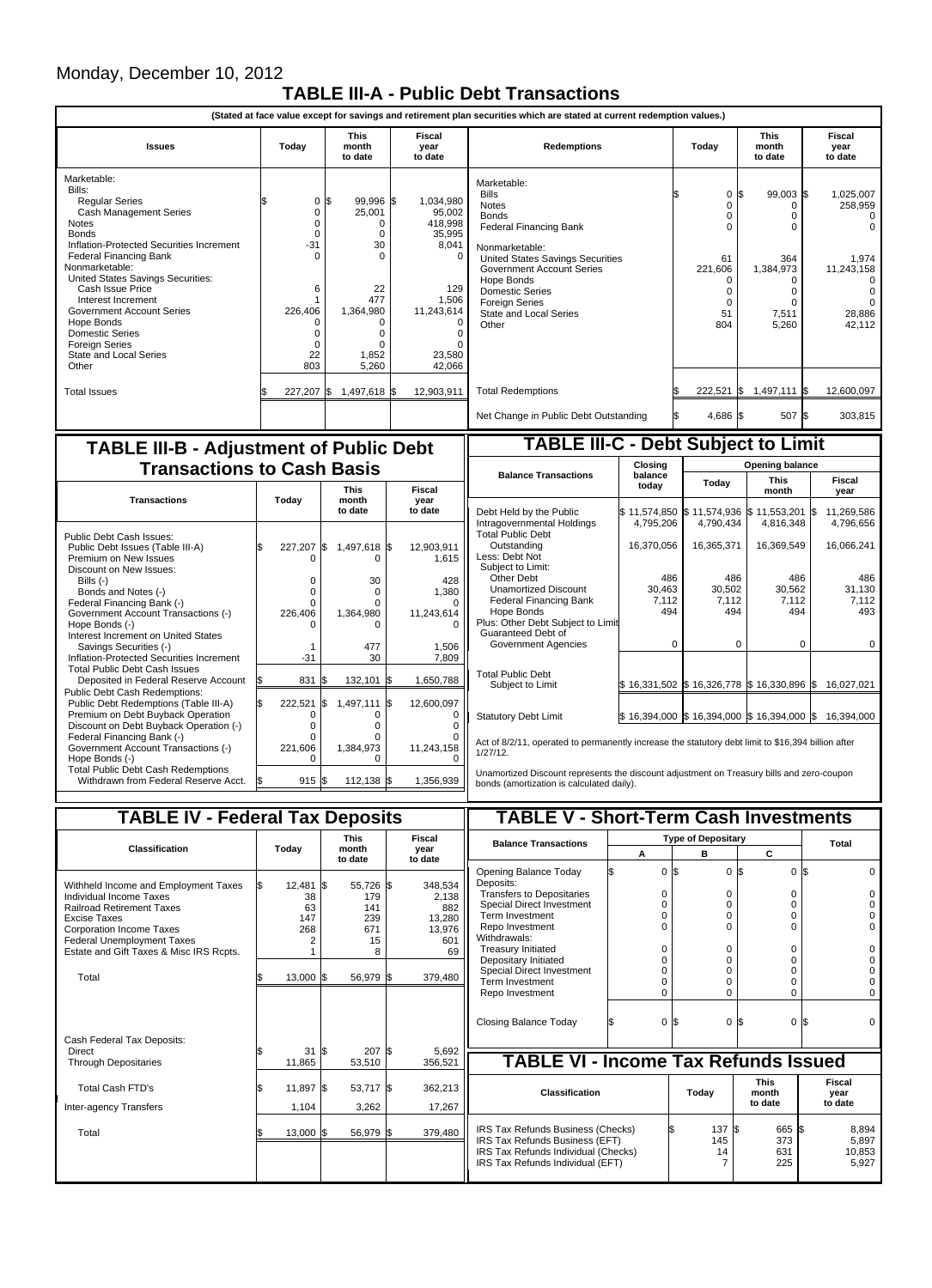Monday, December 10, 2012

# TABLE III-A - Public Debt Transactions

(Stated at face value except for savings and retirement plan securities which are stated at current redemption values.)

| Issues | Today | This month to date | Fiscal year to date | Redemptions | Today | This month to date | Fiscal year to date |
|---|---|---|---|---|---|---|---|
| Marketable: | | | | Marketable: | | | |
| Bills: | | | | Bills | $ 0 | $ 99,003 | $ 1,025,007 |
| Regular Series | $ 0 | $ 99,996 | $ 1,034,980 | Notes | 0 | 0 | 258,959 |
| Cash Management Series | 0 | 25,001 | 95,002 | Bonds | 0 | 0 | 0 |
| Notes | 0 | 0 | 418,998 | Federal Financing Bank | 0 | 0 | 0 |
| Bonds | 0 | 0 | 35,995 | | | | |
| Inflation-Protected Securities Increment | -31 | 30 | 8,041 | Nonmarketable: | | | |
| Federal Financing Bank | 0 | 0 | 0 | United States Savings Securities | 61 | 364 | 1,974 |
| Nonmarketable: | | | | Government Account Series | 221,606 | 1,384,973 | 11,243,158 |
| United States Savings Securities: | | | | Hope Bonds | 0 | 0 | 0 |
| Cash Issue Price | 6 | 22 | 129 | Domestic Series | 0 | 0 | 0 |
| Interest Increment | 1 | 477 | 1,506 | Foreign Series | 0 | 0 | 0 |
| Government Account Series | 226,406 | 1,364,980 | 11,243,614 | State and Local Series | 51 | 7,511 | 28,886 |
| Hope Bonds | 0 | 0 | 0 | Other | 804 | 5,260 | 42,112 |
| Domestic Series | 0 | 0 | 0 | | | | |
| Foreign Series | 0 | 0 | 0 | | | | |
| State and Local Series | 22 | 1,852 | 23,580 | | | | |
| Other | 803 | 5,260 | 42,066 | | | | |
| Total Issues | $ 227,207 | $ 1,497,618 | $ 12,903,911 | Total Redemptions | $ 222,521 | $ 1,497,111 | $ 12,600,097 |
| | | | | Net Change in Public Debt Outstanding | $ 4,686 | $ 507 | $ 303,815 |

# TABLE III-B - Adjustment of Public Debt Transactions to Cash Basis

| Transactions | Today | This month to date | Fiscal year to date |
|---|---|---|---|
| Public Debt Cash Issues: | | | |
| Public Debt Issues (Table III-A) | $ 227,207 | $ 1,497,618 | $ 12,903,911 |
| Premium on New Issues | 0 | 0 | 1,615 |
| Discount on New Issues: | | | |
| Bills (-) | 0 | 30 | 428 |
| Bonds and Notes (-) | 0 | 0 | 1,380 |
| Federal Financing Bank (-) | 0 | 0 | 0 |
| Government Account Transactions (-) | 226,406 | 1,364,980 | 11,243,614 |
| Hope Bonds (-) | 0 | 0 | 0 |
| Interest Increment on United States Savings Securities (-) | 1 | 477 | 1,506 |
| Inflation-Protected Securities Increment | -31 | 30 | 7,809 |
| Total Public Debt Cash Issues Deposited in Federal Reserve Account | $ 831 | $ 132,101 | $ 1,650,788 |
| Public Debt Cash Redemptions: | | | |
| Public Debt Redemptions (Table III-A) | $ 222,521 | $ 1,497,111 | $ 12,600,097 |
| Premium on Debt Buyback Operation | 0 | 0 | 0 |
| Discount on Debt Buyback Operation (-) | 0 | 0 | 0 |
| Federal Financing Bank (-) | 0 | 0 | 0 |
| Government Account Transactions (-) | 221,606 | 1,384,973 | 11,243,158 |
| Hope Bonds (-) | 0 | 0 | 0 |
| Total Public Debt Cash Redemptions Withdrawn from Federal Reserve Acct. | $ 915 | $ 112,138 | $ 1,356,939 |

# TABLE III-C - Debt Subject to Limit

| Balance Transactions | Closing balance today | Opening balance Today | Opening balance This month | Opening balance Fiscal year |
|---|---|---|---|---|
| Debt Held by the Public | $ 11,574,850 | $ 11,574,936 | $ 11,553,201 | $ 11,269,586 |
| Intragovernmental Holdings | 4,795,206 | 4,790,434 | 4,816,348 | 4,796,656 |
| Total Public Debt Outstanding | 16,370,056 | 16,365,371 | 16,369,549 | 16,066,241 |
| Less: Debt Not Subject to Limit: | | | | |
| Other Debt | 486 | 486 | 486 | 486 |
| Unamortized Discount | 30,463 | 30,502 | 30,562 | 31,130 |
| Federal Financing Bank | 7,112 | 7,112 | 7,112 | 7,112 |
| Hope Bonds | 494 | 494 | 494 | 493 |
| Plus: Other Debt Subject to Limit | | | | |
| Guaranteed Debt of Government Agencies | 0 | 0 | 0 | 0 |
| Total Public Debt Subject to Limit | $ 16,331,502 | $ 16,326,778 | $ 16,330,896 | $ 16,027,021 |
| Statutory Debt Limit | $ 16,394,000 | $ 16,394,000 | $ 16,394,000 | $ 16,394,000 |

Act of 8/2/11, operated to permanently increase the statutory debt limit to $16,394 billion after 1/27/12.

Unamortized Discount represents the discount adjustment on Treasury bills and zero-coupon bonds (amortization is calculated daily).

# TABLE IV - Federal Tax Deposits

| Classification | Today | This month to date | Fiscal year to date |
|---|---|---|---|
| Withheld Income and Employment Taxes | $ 12,481 | $ 55,726 | $ 348,534 |
| Individual Income Taxes | 38 | 179 | 2,138 |
| Railroad Retirement Taxes | 63 | 141 | 882 |
| Excise Taxes | 147 | 239 | 13,280 |
| Corporation Income Taxes | 268 | 671 | 13,976 |
| Federal Unemployment Taxes | 2 | 15 | 601 |
| Estate and Gift Taxes & Misc IRS Rcpts. | 1 | 8 | 69 |
| Total | $ 13,000 | $ 56,979 | $ 379,480 |
| Cash Federal Tax Deposits: | | | |
| Direct | $ 31 | $ 207 | $ 5,692 |
| Through Depositaries | 11,865 | 53,510 | 356,521 |
| Total Cash FTD's | $ 11,897 | $ 53,717 | $ 362,213 |
| Inter-agency Transfers | 1,104 | 3,262 | 17,267 |
| Total | $ 13,000 | $ 56,979 | $ 379,480 |

# TABLE V - Short-Term Cash Investments

| Balance Transactions | Type of Depositary A | Type of Depositary B | Type of Depositary C | Total |
|---|---|---|---|---|
| Opening Balance Today | $ 0 | $ 0 | $ 0 | $ 0 |
| Deposits: | | | | |
| Transfers to Depositaries | 0 | 0 | 0 | 0 |
| Special Direct Investment | 0 | 0 | 0 | 0 |
| Term Investment | 0 | 0 | 0 | 0 |
| Repo Investment | 0 | 0 | 0 | 0 |
| Withdrawals: | | | | |
| Treasury Initiated | 0 | 0 | 0 | 0 |
| Depositary Initiated | 0 | 0 | 0 | 0 |
| Special Direct Investment | 0 | 0 | 0 | 0 |
| Term Investment | 0 | 0 | 0 | 0 |
| Repo Investment | 0 | 0 | 0 | 0 |
| Closing Balance Today | $ 0 | $ 0 | $ 0 | $ 0 |

# TABLE VI - Income Tax Refunds Issued

| Classification | Today | This month to date | Fiscal year to date |
|---|---|---|---|
| IRS Tax Refunds Business (Checks) | $ 137 | $ 665 | $ 8,894 |
| IRS Tax Refunds Business (EFT) | 145 | 373 | 5,897 |
| IRS Tax Refunds Individual (Checks) | 14 | 631 | 10,853 |
| IRS Tax Refunds Individual (EFT) | 7 | 225 | 5,927 |